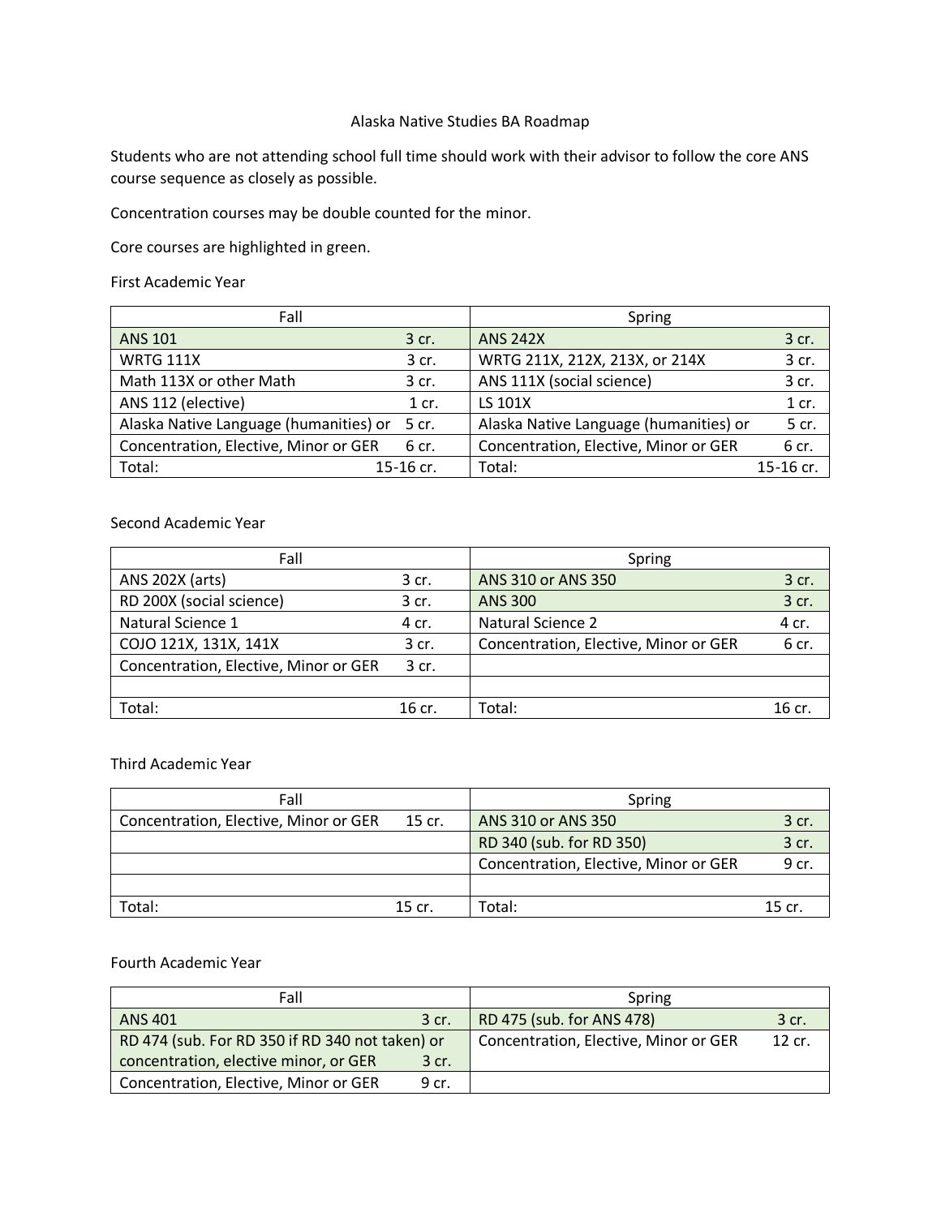# Alaska Native Studies BA Roadmap

Students who are not attending school full time should work with their advisor to follow the core ANS course sequence as closely as possible.

Concentration courses may be double counted for the minor.

Core courses are highlighted in green.

First Academic Year

| Fall | | Spring | |
|---|---|---|---|
| ANS 101 | 3 cr. | ANS 242X | 3 cr. |
| WRTG 111X | 3 cr. | WRTG 211X, 212X, 213X, or 214X | 3 cr. |
| Math 113X or other Math | 3 cr. | ANS 111X (social science) | 3 cr. |
| ANS 112 (elective) | 1 cr. | LS 101X | 1 cr. |
| Alaska Native Language (humanities) or | 5 cr. | Alaska Native Language (humanities) or | 5 cr. |
| Concentration, Elective, Minor or GER | 6 cr. | Concentration, Elective, Minor or GER | 6 cr. |
| Total: | 15-16 cr. | Total: | 15-16 cr. |

Second Academic Year

| Fall | | Spring | |
|---|---|---|---|
| ANS 202X (arts) | 3 cr. | ANS 310 or ANS 350 | 3 cr. |
| RD 200X (social science) | 3 cr. | ANS 300 | 3 cr. |
| Natural Science 1 | 4 cr. | Natural Science 2 | 4 cr. |
| COJO 121X, 131X, 141X | 3 cr. | Concentration, Elective, Minor or GER | 6 cr. |
| Concentration, Elective, Minor or GER | 3 cr. | | |
| | | | |
| Total: | 16 cr. | Total: | 16 cr. |

Third Academic Year

| Fall | | Spring | |
|---|---|---|---|
| Concentration, Elective, Minor or GER | 15 cr. | ANS 310 or ANS 350 | 3 cr. |
| | | RD 340 (sub. for RD 350) | 3 cr. |
| | | Concentration, Elective, Minor or GER | 9 cr. |
| | | | |
| Total: | 15 cr. | Total: | 15 cr. |

Fourth Academic Year

| Fall | | Spring | |
|---|---|---|---|
| ANS 401 | 3 cr. | RD 475 (sub. for ANS 478) | 3 cr. |
| RD 474 (sub. For RD 350 if RD 340 not taken) or concentration, elective minor, or GER | 3 cr. | Concentration, Elective, Minor or GER | 12 cr. |
| Concentration, Elective, Minor or GER | 9 cr. | | |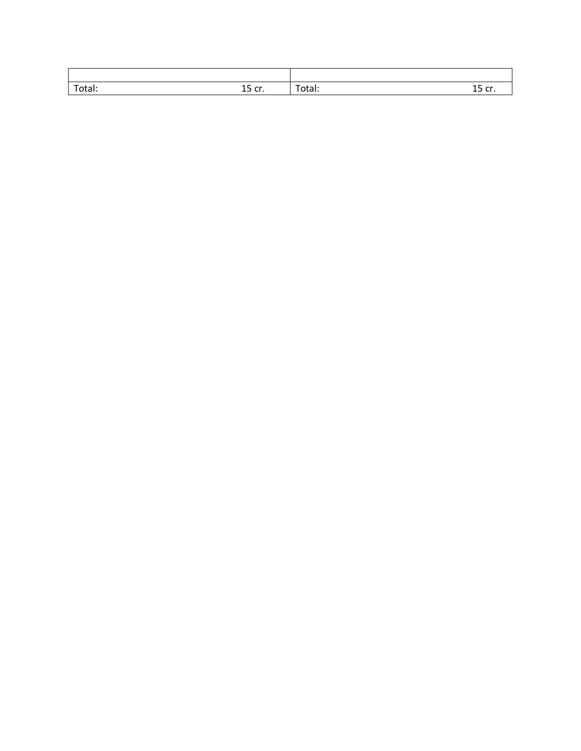| | |
|---|---|
| | |
| Total: 15 cr. | Total: 15 cr. |